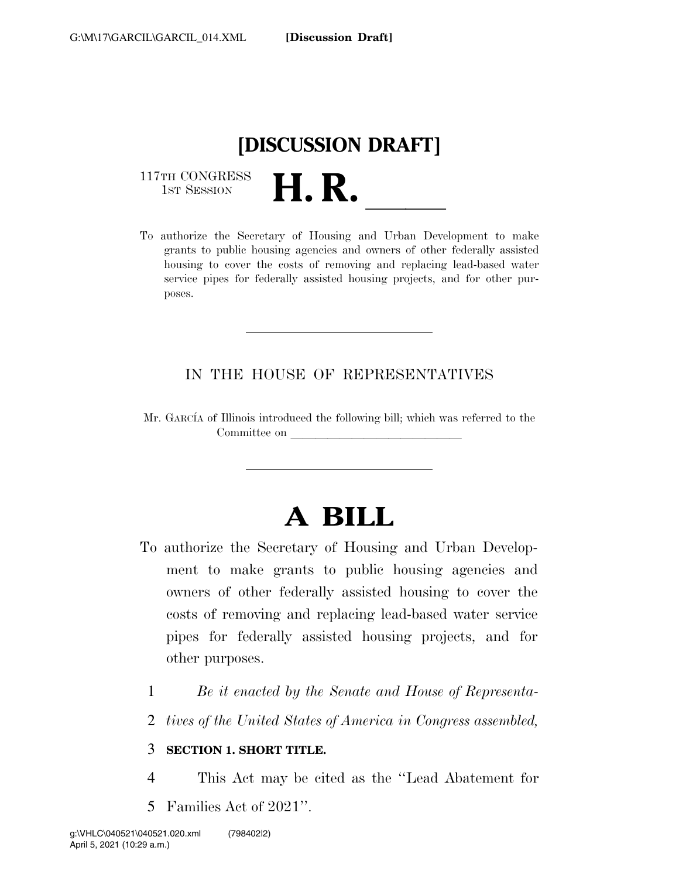**[Discussion Draft]**

# [DISCUSSION DRAFT]

117TH CONGRESS
1ST SESSION

# H. R. \_\_\_\_\_\_

To authorize the Secretary of Housing and Urban Development to make grants to public housing agencies and owners of other federally assisted housing to cover the costs of removing and replacing lead-based water service pipes for federally assisted housing projects, and for other purposes.

---

IN THE HOUSE OF REPRESENTATIVES

Mr. GARCÍA of Illinois introduced the following bill; which was referred to the Committee on \_\_\_\_\_\_\_\_\_\_\_\_\_\_\_\_\_\_\_\_\_\_\_\_\_\_\_\_

---

# A BILL

To authorize the Secretary of Housing and Urban Development to make grants to public housing agencies and owners of other federally assisted housing to cover the costs of removing and replacing lead-based water service pipes for federally assisted housing projects, and for other purposes.

1 *Be it enacted by the Senate and House of Representa-*
2 *tives of the United States of America in Congress assembled,*

3 **SECTION 1. SHORT TITLE.**

4 This Act may be cited as the ''Lead Abatement for
5 Families Act of 2021''.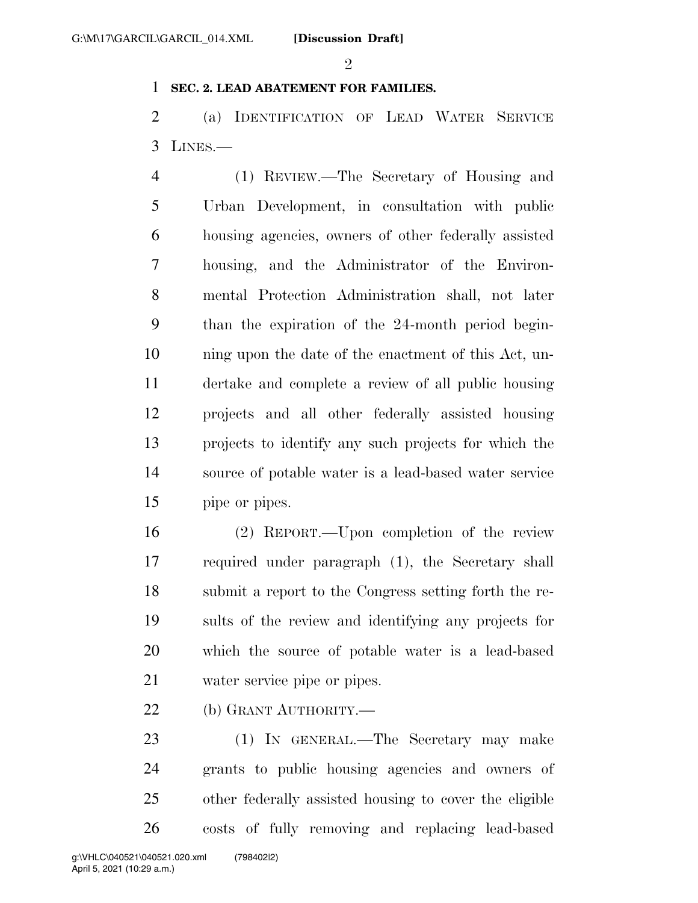**SEC. 2. LEAD ABATEMENT FOR FAMILIES.**

(a) IDENTIFICATION OF LEAD WATER SERVICE LINES.—

(1) REVIEW.—The Secretary of Housing and Urban Development, in consultation with public housing agencies, owners of other federally assisted housing, and the Administrator of the Environmental Protection Administration shall, not later than the expiration of the 24-month period beginning upon the date of the enactment of this Act, undertake and complete a review of all public housing projects and all other federally assisted housing projects to identify any such projects for which the source of potable water is a lead-based water service pipe or pipes.

(2) REPORT.—Upon completion of the review required under paragraph (1), the Secretary shall submit a report to the Congress setting forth the results of the review and identifying any projects for which the source of potable water is a lead-based water service pipe or pipes.

(b) GRANT AUTHORITY.—

(1) IN GENERAL.—The Secretary may make grants to public housing agencies and owners of other federally assisted housing to cover the eligible costs of fully removing and replacing lead-based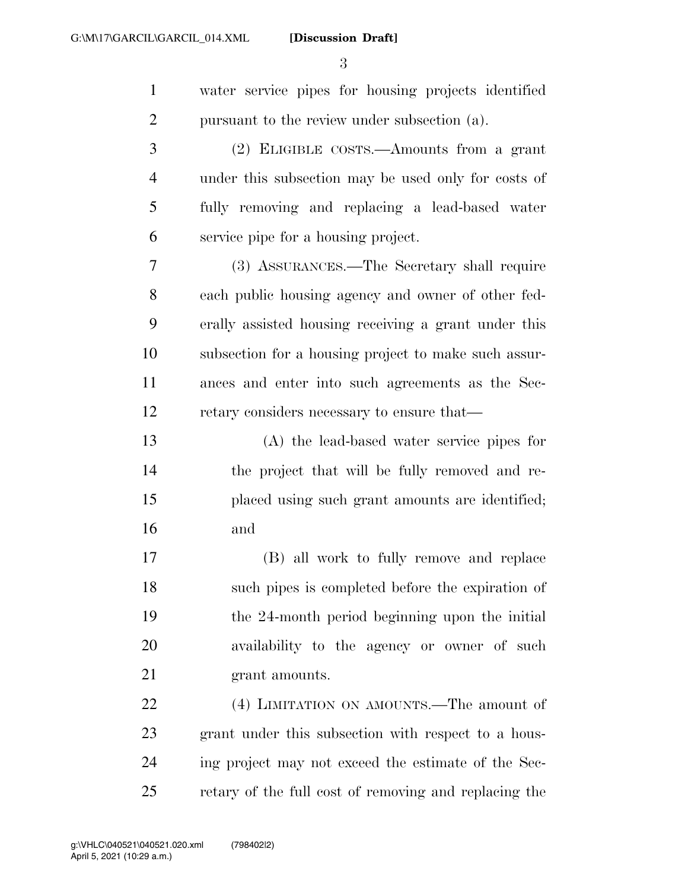water service pipes for housing projects identified pursuant to the review under subsection (a).

(2) ELIGIBLE COSTS.—Amounts from a grant under this subsection may be used only for costs of fully removing and replacing a lead-based water service pipe for a housing project.

(3) ASSURANCES.—The Secretary shall require each public housing agency and owner of other federally assisted housing receiving a grant under this subsection for a housing project to make such assurances and enter into such agreements as the Secretary considers necessary to ensure that—

(A) the lead-based water service pipes for the project that will be fully removed and replaced using such grant amounts are identified; and

(B) all work to fully remove and replace such pipes is completed before the expiration of the 24-month period beginning upon the initial availability to the agency or owner of such grant amounts.

(4) LIMITATION ON AMOUNTS.—The amount of grant under this subsection with respect to a housing project may not exceed the estimate of the Secretary of the full cost of removing and replacing the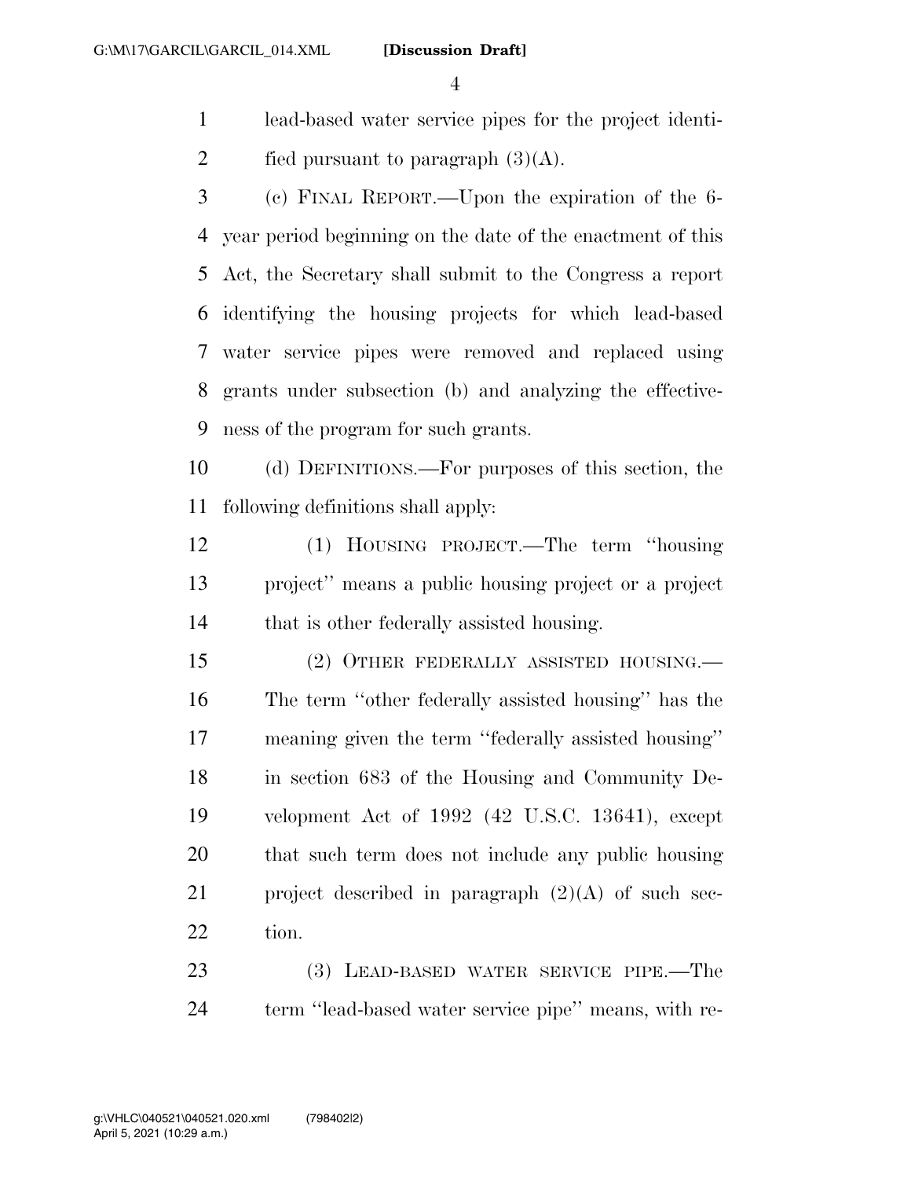lead-based water service pipes for the project identified pursuant to paragraph (3)(A).

(c) FINAL REPORT.—Upon the expiration of the 6-year period beginning on the date of the enactment of this Act, the Secretary shall submit to the Congress a report identifying the housing projects for which lead-based water service pipes were removed and replaced using grants under subsection (b) and analyzing the effectiveness of the program for such grants.

(d) DEFINITIONS.—For purposes of this section, the following definitions shall apply:

(1) HOUSING PROJECT.—The term ''housing project'' means a public housing project or a project that is other federally assisted housing.

(2) OTHER FEDERALLY ASSISTED HOUSING.—The term ''other federally assisted housing'' has the meaning given the term ''federally assisted housing'' in section 683 of the Housing and Community Development Act of 1992 (42 U.S.C. 13641), except that such term does not include any public housing project described in paragraph (2)(A) of such section.

(3) LEAD-BASED WATER SERVICE PIPE.—The term ''lead-based water service pipe'' means, with re-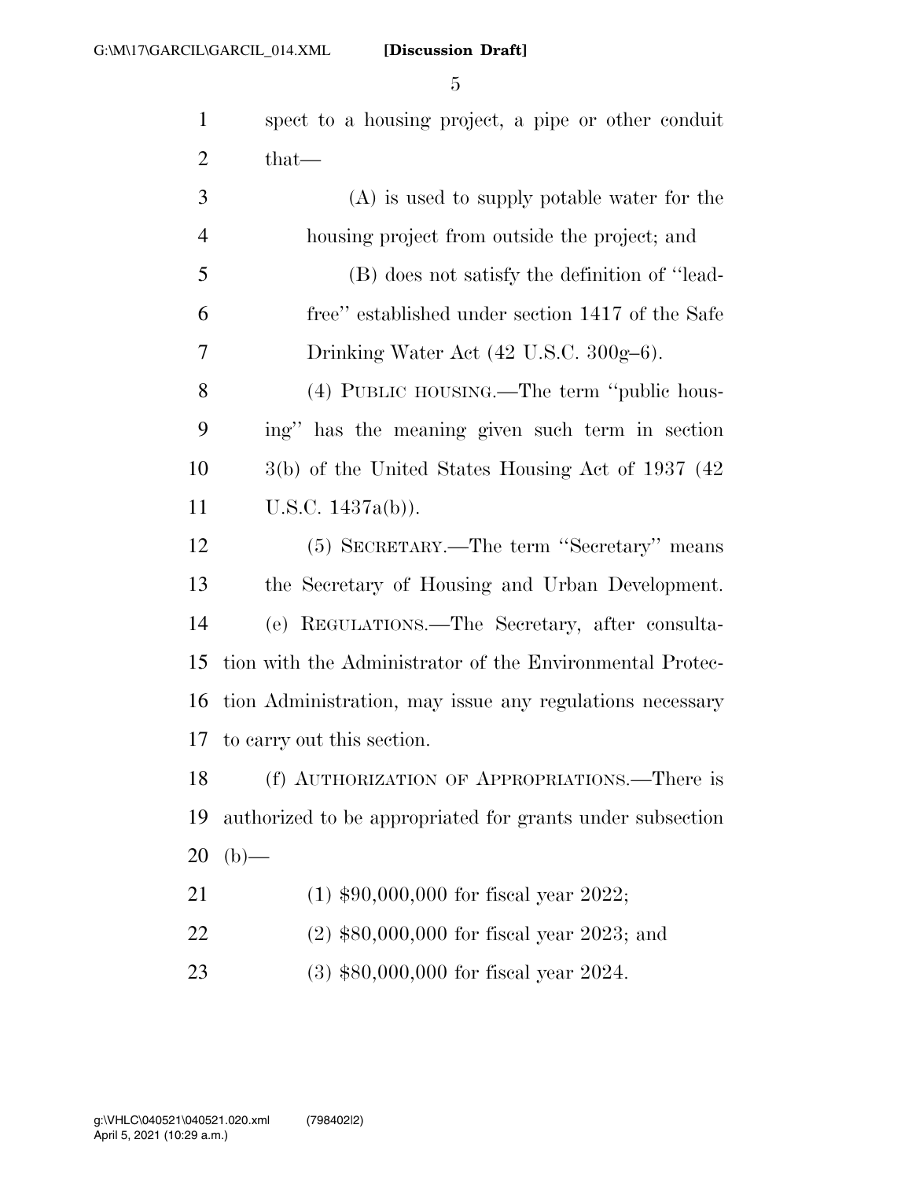spect to a housing project, a pipe or other conduit that—

(A) is used to supply potable water for the housing project from outside the project; and

(B) does not satisfy the definition of "lead-free" established under section 1417 of the Safe Drinking Water Act (42 U.S.C. 300g–6).

(4) PUBLIC HOUSING.—The term "public housing" has the meaning given such term in section 3(b) of the United States Housing Act of 1937 (42 U.S.C. 1437a(b)).

(5) SECRETARY.—The term "Secretary" means the Secretary of Housing and Urban Development.

(e) REGULATIONS.—The Secretary, after consultation with the Administrator of the Environmental Protection Administration, may issue any regulations necessary to carry out this section.

(f) AUTHORIZATION OF APPROPRIATIONS.—There is authorized to be appropriated for grants under subsection (b)—

(1) $90,000,000 for fiscal year 2022;

(2) $80,000,000 for fiscal year 2023; and

(3) $80,000,000 for fiscal year 2024.